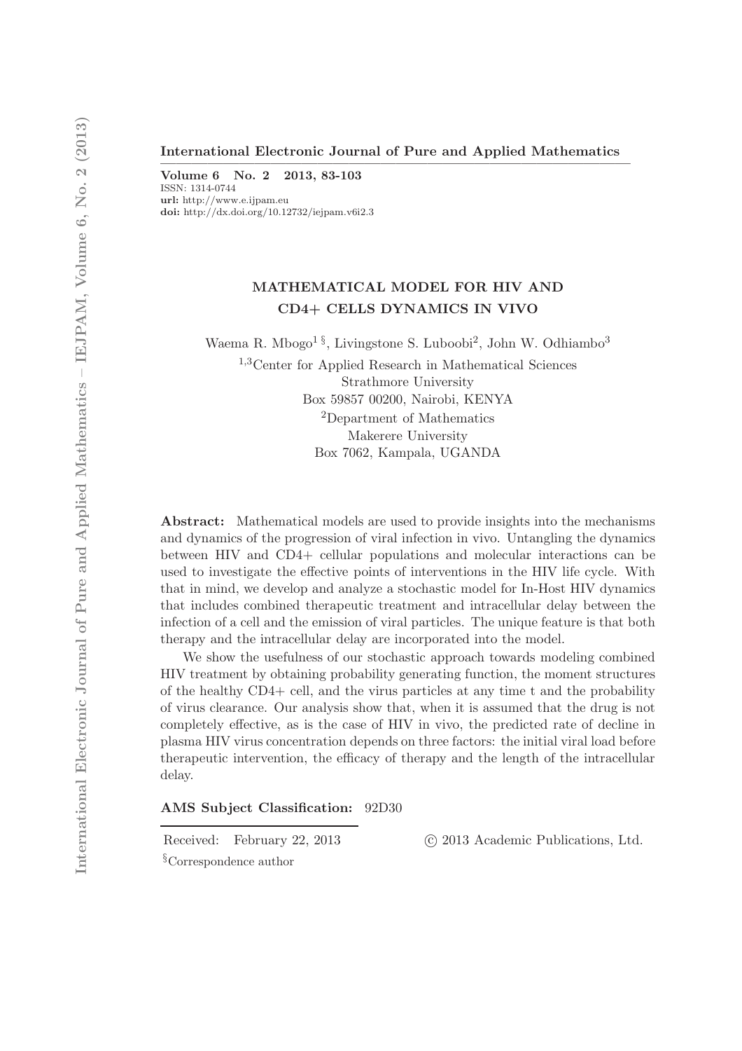International Electronic Journal of Pure and Applied Mathematics

**Volume 6 No. 2 2013, 83-103**
ISSN: 1314-0744
**url:** http://www.e.ijpam.eu
**doi:** http://dx.doi.org/10.12732/iejpam.v6i2.3

# MATHEMATICAL MODEL FOR HIV AND CD4+ CELLS DYNAMICS IN VIVO

Waema R. Mbogo[1 §], Livingstone S. Luboobi[2], John W. Odhiambo[3]

[1,3]Center for Applied Research in Mathematical Sciences
Strathmore University
Box 59857 00200, Nairobi, KENYA
[2]Department of Mathematics
Makerere University
Box 7062, Kampala, UGANDA

**Abstract:** Mathematical models are used to provide insights into the mechanisms and dynamics of the progression of viral infection in vivo. Untangling the dynamics between HIV and CD4+ cellular populations and molecular interactions can be used to investigate the effective points of interventions in the HIV life cycle. With that in mind, we develop and analyze a stochastic model for In-Host HIV dynamics that includes combined therapeutic treatment and intracellular delay between the infection of a cell and the emission of viral particles. The unique feature is that both therapy and the intracellular delay are incorporated into the model.

We show the usefulness of our stochastic approach towards modeling combined HIV treatment by obtaining probability generating function, the moment structures of the healthy CD4+ cell, and the virus particles at any time t and the probability of virus clearance. Our analysis show that, when it is assumed that the drug is not completely effective, as is the case of HIV in vivo, the predicted rate of decline in plasma HIV virus concentration depends on three factors: the initial viral load before therapeutic intervention, the efficacy of therapy and the length of the intracellular delay.

**AMS Subject Classification:** 92D30

Received: February 22, 2013 © 2013 Academic Publications, Ltd.

§Correspondence author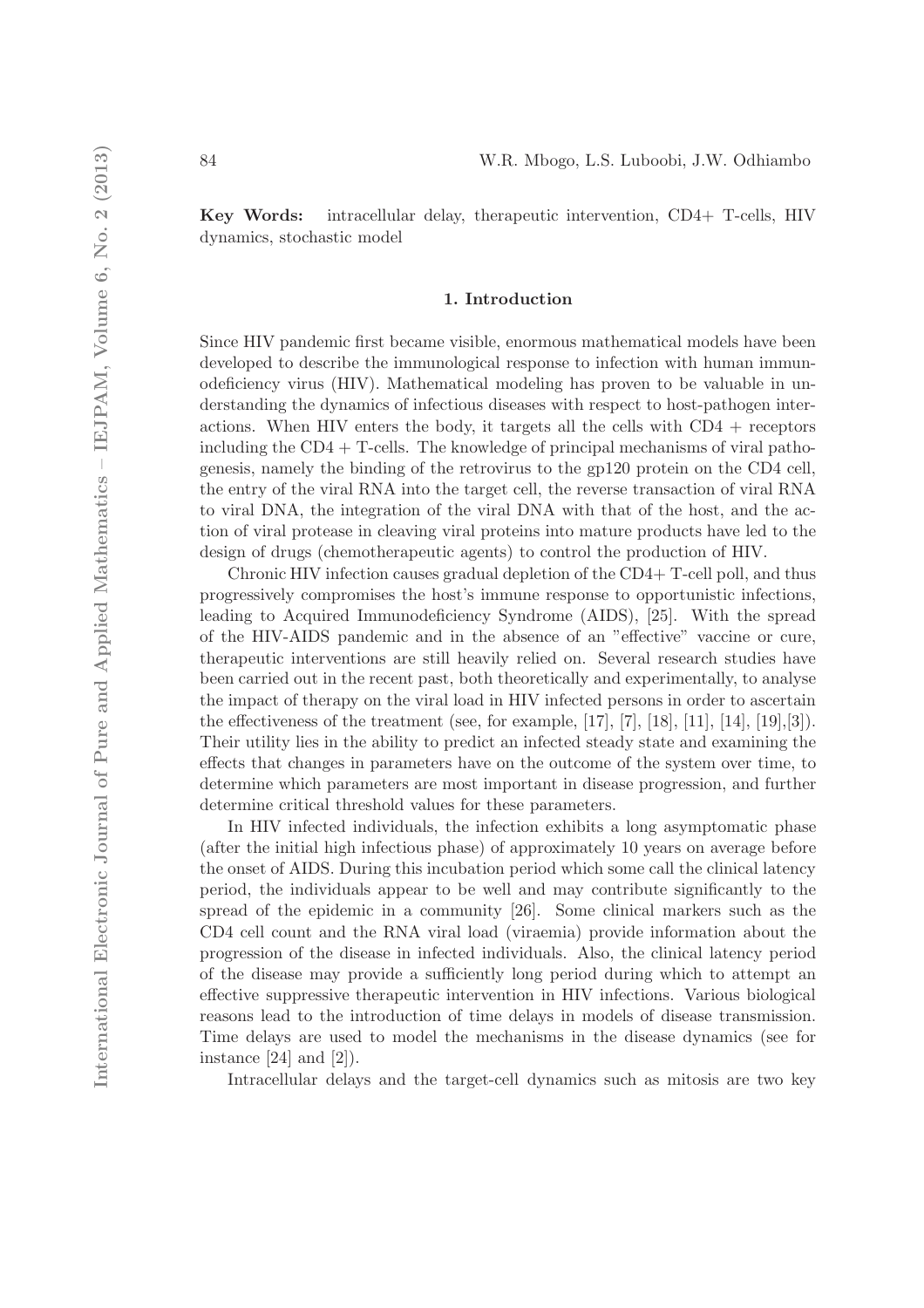**Key Words:** intracellular delay, therapeutic intervention, CD4+ T-cells, HIV dynamics, stochastic model

## 1. Introduction

Since HIV pandemic first became visible, enormous mathematical models have been developed to describe the immunological response to infection with human immunodeficiency virus (HIV). Mathematical modeling has proven to be valuable in understanding the dynamics of infectious diseases with respect to host-pathogen interactions. When HIV enters the body, it targets all the cells with CD4 + receptors including the CD4 + T-cells. The knowledge of principal mechanisms of viral pathogenesis, namely the binding of the retrovirus to the gp120 protein on the CD4 cell, the entry of the viral RNA into the target cell, the reverse transaction of viral RNA to viral DNA, the integration of the viral DNA with that of the host, and the action of viral protease in cleaving viral proteins into mature products have led to the design of drugs (chemotherapeutic agents) to control the production of HIV.

Chronic HIV infection causes gradual depletion of the CD4+ T-cell poll, and thus progressively compromises the host's immune response to opportunistic infections, leading to Acquired Immunodeficiency Syndrome (AIDS), [25]. With the spread of the HIV-AIDS pandemic and in the absence of an "effective" vaccine or cure, therapeutic interventions are still heavily relied on. Several research studies have been carried out in the recent past, both theoretically and experimentally, to analyse the impact of therapy on the viral load in HIV infected persons in order to ascertain the effectiveness of the treatment (see, for example, [17], [7], [18], [11], [14], [19],[3]). Their utility lies in the ability to predict an infected steady state and examining the effects that changes in parameters have on the outcome of the system over time, to determine which parameters are most important in disease progression, and further determine critical threshold values for these parameters.

In HIV infected individuals, the infection exhibits a long asymptomatic phase (after the initial high infectious phase) of approximately 10 years on average before the onset of AIDS. During this incubation period which some call the clinical latency period, the individuals appear to be well and may contribute significantly to the spread of the epidemic in a community [26]. Some clinical markers such as the CD4 cell count and the RNA viral load (viraemia) provide information about the progression of the disease in infected individuals. Also, the clinical latency period of the disease may provide a sufficiently long period during which to attempt an effective suppressive therapeutic intervention in HIV infections. Various biological reasons lead to the introduction of time delays in models of disease transmission. Time delays are used to model the mechanisms in the disease dynamics (see for instance [24] and [2]).

Intracellular delays and the target-cell dynamics such as mitosis are two key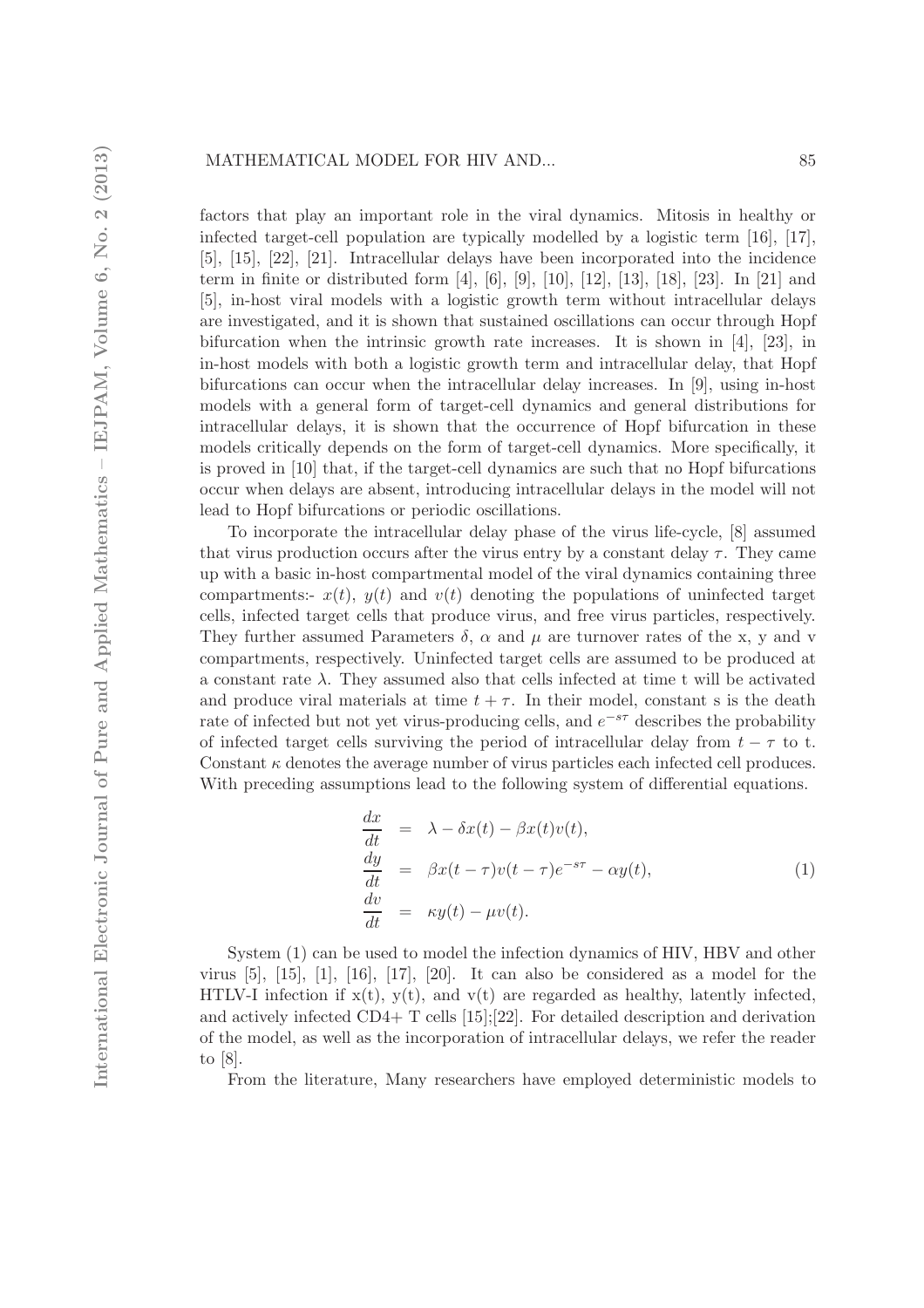factors that play an important role in the viral dynamics. Mitosis in healthy or infected target-cell population are typically modelled by a logistic term [16], [17], [5], [15], [22], [21]. Intracellular delays have been incorporated into the incidence term in finite or distributed form [4], [6], [9], [10], [12], [13], [18], [23]. In [21] and [5], in-host viral models with a logistic growth term without intracellular delays are investigated, and it is shown that sustained oscillations can occur through Hopf bifurcation when the intrinsic growth rate increases. It is shown in [4], [23], in in-host models with both a logistic growth term and intracellular delay, that Hopf bifurcations can occur when the intracellular delay increases. In [9], using in-host models with a general form of target-cell dynamics and general distributions for intracellular delays, it is shown that the occurrence of Hopf bifurcation in these models critically depends on the form of target-cell dynamics. More specifically, it is proved in [10] that, if the target-cell dynamics are such that no Hopf bifurcations occur when delays are absent, introducing intracellular delays in the model will not lead to Hopf bifurcations or periodic oscillations.

To incorporate the intracellular delay phase of the virus life-cycle, [8] assumed that virus production occurs after the virus entry by a constant delay $\tau$. They came up with a basic in-host compartmental model of the viral dynamics containing three compartments:- $x(t)$, $y(t)$ and $v(t)$ denoting the populations of uninfected target cells, infected target cells that produce virus, and free virus particles, respectively. They further assumed Parameters $\delta$, $\alpha$ and $\mu$ are turnover rates of the x, y and v compartments, respectively. Uninfected target cells are assumed to be produced at a constant rate $\lambda$. They assumed also that cells infected at time t will be activated and produce viral materials at time $t + \tau$. In their model, constant s is the death rate of infected but not yet virus-producing cells, and $e^{-s\tau}$ describes the probability of infected target cells surviving the period of intracellular delay from $t - \tau$ to t. Constant $\kappa$ denotes the average number of virus particles each infected cell produces. With preceding assumptions lead to the following system of differential equations.

$$
\begin{aligned}
\frac{dx}{dt} &= \lambda - \delta x(t) - \beta x(t)v(t), \\
\frac{dy}{dt} &= \beta x(t-\tau)v(t-\tau)e^{-s\tau} - \alpha y(t), \\
\frac{dv}{dt} &= \kappa y(t) - \mu v(t).
\end{aligned}
\tag{1}
$$

System (1) can be used to model the infection dynamics of HIV, HBV and other virus [5], [15], [1], [16], [17], [20]. It can also be considered as a model for the HTLV-I infection if x(t), y(t), and v(t) are regarded as healthy, latently infected, and actively infected CD4+ T cells [15];[22]. For detailed description and derivation of the model, as well as the incorporation of intracellular delays, we refer the reader to [8].

From the literature, Many researchers have employed deterministic models to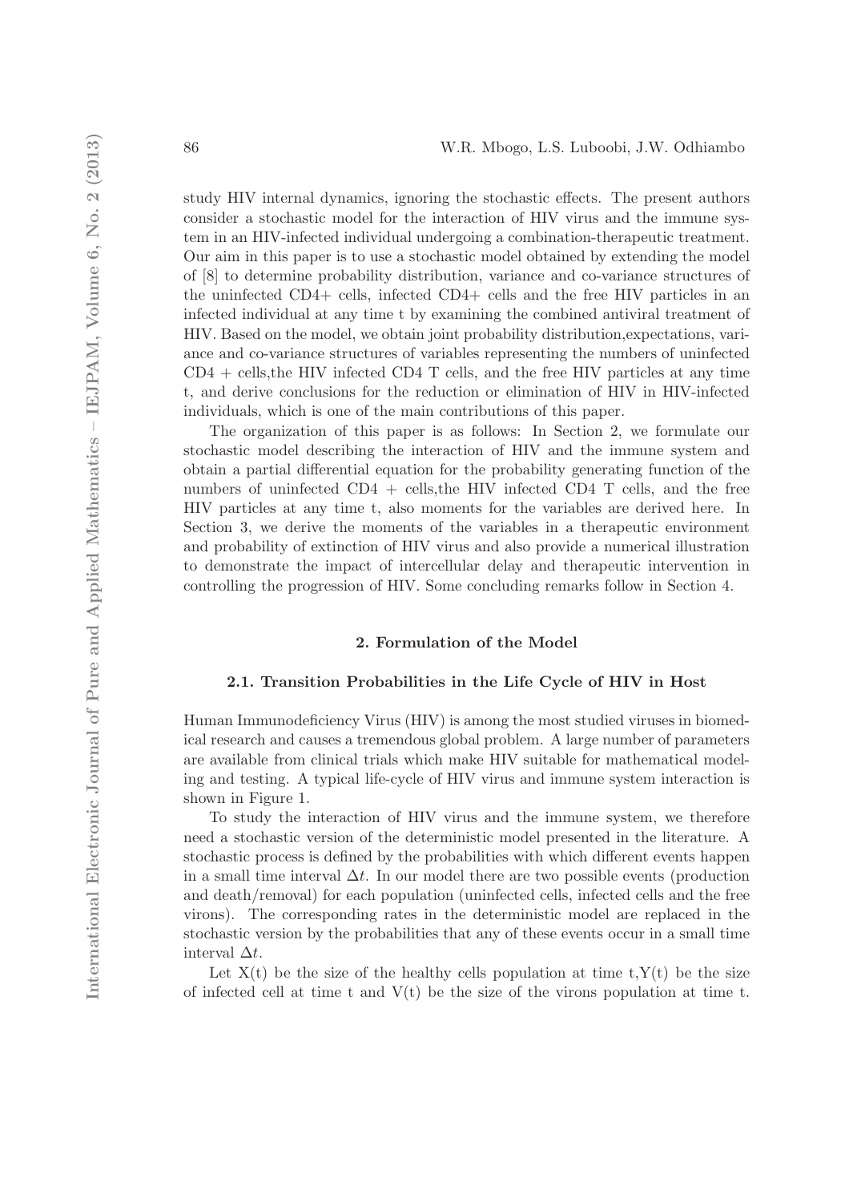study HIV internal dynamics, ignoring the stochastic effects. The present authors consider a stochastic model for the interaction of HIV virus and the immune system in an HIV-infected individual undergoing a combination-therapeutic treatment. Our aim in this paper is to use a stochastic model obtained by extending the model of [8] to determine probability distribution, variance and co-variance structures of the uninfected CD4+ cells, infected CD4+ cells and the free HIV particles in an infected individual at any time t by examining the combined antiviral treatment of HIV. Based on the model, we obtain joint probability distribution,expectations, variance and co-variance structures of variables representing the numbers of uninfected CD4 + cells,the HIV infected CD4 T cells, and the free HIV particles at any time t, and derive conclusions for the reduction or elimination of HIV in HIV-infected individuals, which is one of the main contributions of this paper.

The organization of this paper is as follows: In Section 2, we formulate our stochastic model describing the interaction of HIV and the immune system and obtain a partial differential equation for the probability generating function of the numbers of uninfected CD4 + cells,the HIV infected CD4 T cells, and the free HIV particles at any time t, also moments for the variables are derived here. In Section 3, we derive the moments of the variables in a therapeutic environment and probability of extinction of HIV virus and also provide a numerical illustration to demonstrate the impact of intercellular delay and therapeutic intervention in controlling the progression of HIV. Some concluding remarks follow in Section 4.

## 2. Formulation of the Model

### 2.1. Transition Probabilities in the Life Cycle of HIV in Host

Human Immunodeficiency Virus (HIV) is among the most studied viruses in biomedical research and causes a tremendous global problem. A large number of parameters are available from clinical trials which make HIV suitable for mathematical modeling and testing. A typical life-cycle of HIV virus and immune system interaction is shown in Figure 1.

To study the interaction of HIV virus and the immune system, we therefore need a stochastic version of the deterministic model presented in the literature. A stochastic process is defined by the probabilities with which different events happen in a small time interval $\Delta t$. In our model there are two possible events (production and death/removal) for each population (uninfected cells, infected cells and the free virons). The corresponding rates in the deterministic model are replaced in the stochastic version by the probabilities that any of these events occur in a small time interval $\Delta t$.

Let X(t) be the size of the healthy cells population at time t,Y(t) be the size of infected cell at time t and V(t) be the size of the virons population at time t.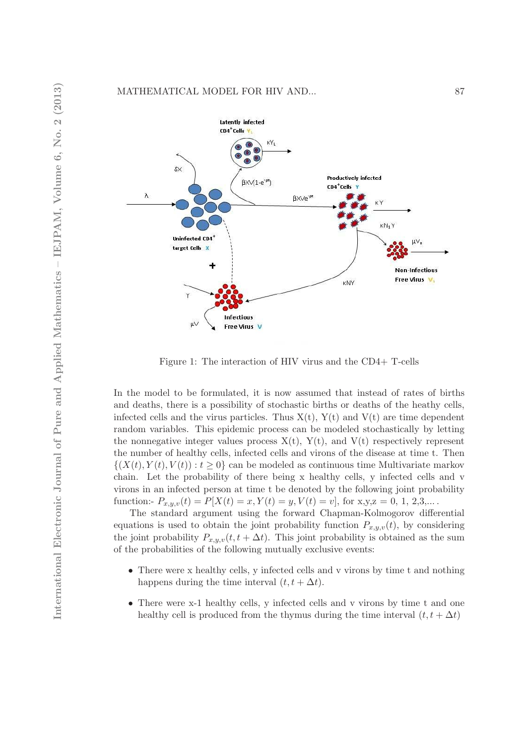Figure 1: The interaction of HIV virus and the CD4+ T-cells

In the model to be formulated, it is now assumed that instead of rates of births and deaths, there is a possibility of stochastic births or deaths of the heathy cells, infected cells and the virus particles. Thus X(t), Y(t) and V(t) are time dependent random variables. This epidemic process can be modeled stochastically by letting the nonnegative integer values process X(t), Y(t), and V(t) respectively represent the number of healthy cells, infected cells and virons of the disease at time t. Then $\{(X(t), Y(t), V(t)) : t \geq 0\}$ can be modeled as continuous time Multivariate markov chain. Let the probability of there being x healthy cells, y infected cells and v virons in an infected person at time t be denoted by the following joint probability function:- $P_{x,y,v}(t) = P[X(t) = x, Y(t) = y, V(t) = v]$, for x,y,z = 0, 1, 2,3,... .

The standard argument using the forward Chapman-Kolmogorov differential equations is used to obtain the joint probability function $P_{x,y,v}(t)$, by considering the joint probability $P_{x,y,v}(t, t + \Delta t)$. This joint probability is obtained as the sum of the probabilities of the following mutually exclusive events:

- There were x healthy cells, y infected cells and v virons by time t and nothing happens during the time interval $(t, t + \Delta t)$.
- There were x-1 healthy cells, y infected cells and v virons by time t and one healthy cell is produced from the thymus during the time interval $(t, t + \Delta t)$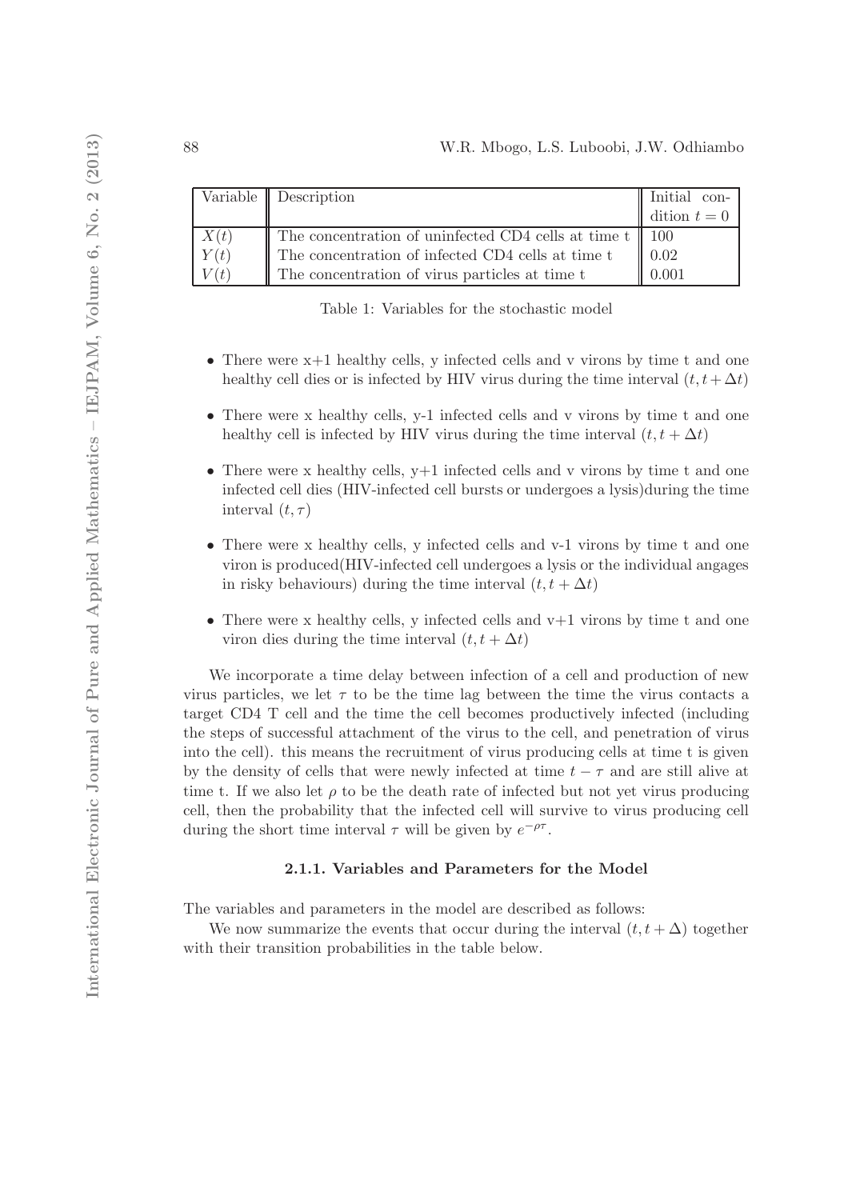| Variable | Description | Initial condition $t = 0$ |
|---|---|---|
| $X(t)$ | The concentration of uninfected CD4 cells at time t | 100 |
| $Y(t)$ | The concentration of infected CD4 cells at time t | 0.02 |
| $V(t)$ | The concentration of virus particles at time t | 0.001 |

Table 1: Variables for the stochastic model

- There were x+1 healthy cells, y infected cells and v virons by time t and one healthy cell dies or is infected by HIV virus during the time interval $(t, t + \Delta t)$
- There were x healthy cells, y-1 infected cells and v virons by time t and one healthy cell is infected by HIV virus during the time interval $(t, t + \Delta t)$
- There were x healthy cells, y+1 infected cells and v virons by time t and one infected cell dies (HIV-infected cell bursts or undergoes a lysis)during the time interval $(t, \tau)$
- There were x healthy cells, y infected cells and v-1 virons by time t and one viron is produced(HIV-infected cell undergoes a lysis or the individual angages in risky behaviours) during the time interval $(t, t + \Delta t)$
- There were x healthy cells, y infected cells and v+1 virons by time t and one viron dies during the time interval $(t, t + \Delta t)$

We incorporate a time delay between infection of a cell and production of new virus particles, we let $\tau$ to be the time lag between the time the virus contacts a target CD4 T cell and the time the cell becomes productively infected (including the steps of successful attachment of the virus to the cell, and penetration of virus into the cell). this means the recruitment of virus producing cells at time t is given by the density of cells that were newly infected at time $t - \tau$ and are still alive at time t. If we also let $\rho$ to be the death rate of infected but not yet virus producing cell, then the probability that the infected cell will survive to virus producing cell during the short time interval $\tau$ will be given by $e^{-\rho\tau}$.

#### 2.1.1. Variables and Parameters for the Model

The variables and parameters in the model are described as follows:

We now summarize the events that occur during the interval $(t, t + \Delta)$ together with their transition probabilities in the table below.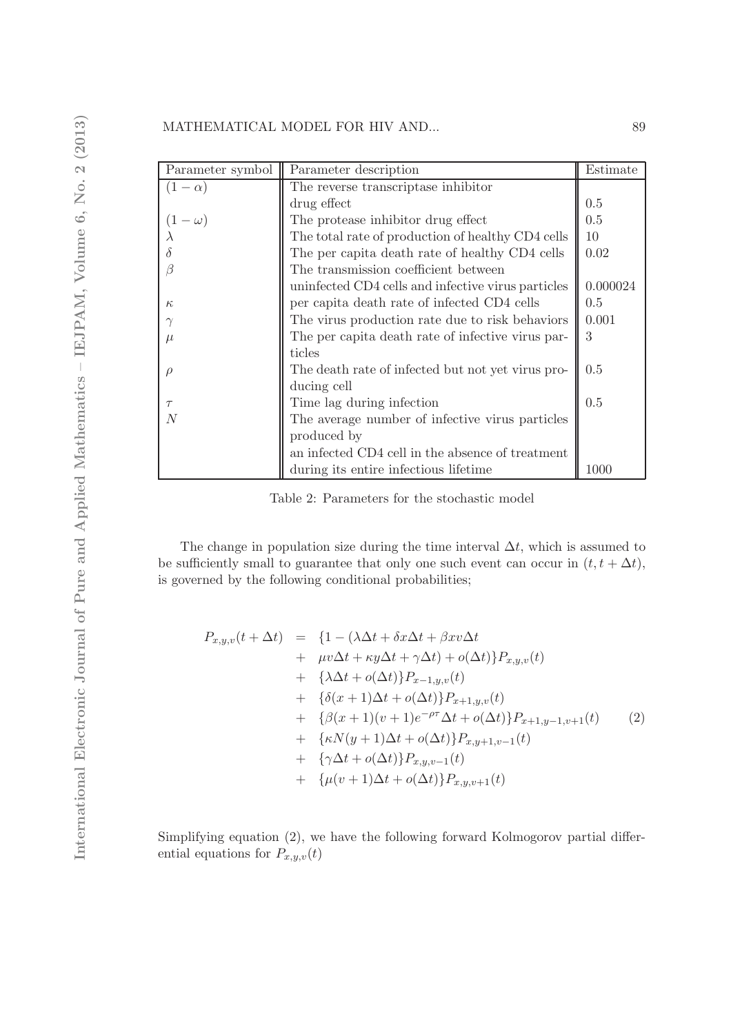| Parameter symbol | Parameter description | Estimate |
|---|---|---|
| $(1-\alpha)$ | The reverse transcriptase inhibitor drug effect | 0.5 |
| $(1-\omega)$ | The protease inhibitor drug effect | 0.5 |
| $\lambda$ | The total rate of production of healthy CD4 cells | 10 |
| $\delta$ | The per capita death rate of healthy CD4 cells | 0.02 |
| $\beta$ | The transmission coefficient between uninfected CD4 cells and infective virus particles | 0.000024 |
| $\kappa$ | per capita death rate of infected CD4 cells | 0.5 |
| $\gamma$ | The virus production rate due to risk behaviors | 0.001 |
| $\mu$ | The per capita death rate of infective virus particles | 3 |
| $\rho$ | The death rate of infected but not yet virus producing cell | 0.5 |
| $\tau$ | Time lag during infection | 0.5 |
| $N$ | The average number of infective virus particles produced by an infected CD4 cell in the absence of treatment during its entire infectious lifetime | 1000 |

Table 2: Parameters for the stochastic model

The change in population size during the time interval $\Delta t$, which is assumed to be sufficiently small to guarantee that only one such event can occur in $(t, t + \Delta t)$, is governed by the following conditional probabilities;

$$
\begin{aligned}
P_{x,y,v}(t+\Delta t) &= \{1-(\lambda\Delta t + \delta x\Delta t + \beta xv\Delta t \\
&+ \mu v\Delta t + \kappa y\Delta t + \gamma\Delta t) + o(\Delta t)\}P_{x,y,v}(t) \\
&+ \{\lambda\Delta t + o(\Delta t)\}P_{x-1,y,v}(t) \\
&+ \{\delta(x+1)\Delta t + o(\Delta t)\}P_{x+1,y,v}(t) \\
&+ \{\beta(x+1)(v+1)e^{-\rho\tau}\Delta t + o(\Delta t)\}P_{x+1,y-1,v+1}(t) \qquad (2) \\
&+ \{\kappa N(y+1)\Delta t + o(\Delta t)\}P_{x,y+1,v-1}(t) \\
&+ \{\gamma\Delta t + o(\Delta t)\}P_{x,y,v-1}(t) \\
&+ \{\mu(v+1)\Delta t + o(\Delta t)\}P_{x,y,v+1}(t)
\end{aligned}
$$

Simplifying equation (2), we have the following forward Kolmogorov partial differential equations for $P_{x,y,v}(t)$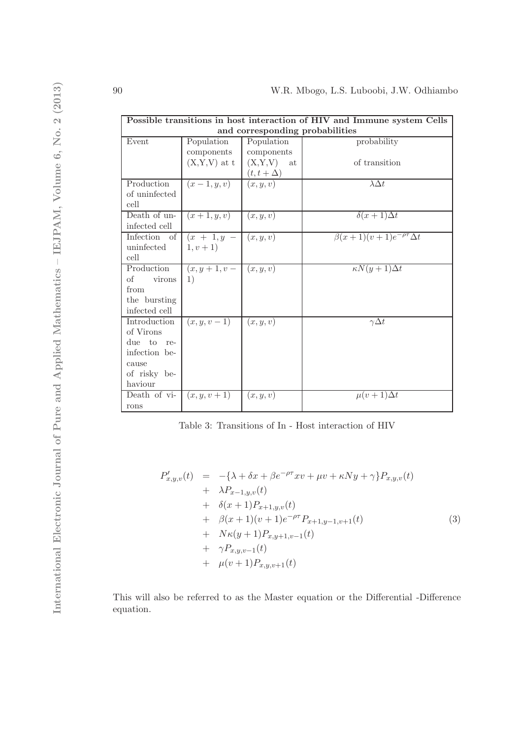| **Possible transitions in host interaction of HIV and Immune system Cells and corresponding probabilities** | | | |
|---|---|---|---|
| Event | Population components (X,Y,V) at t | Population components (X,Y,V) at $(t, t+\Delta)$ | probability of transition |
| Production of uninfected cell | $(x-1, y, v)$ | $(x, y, v)$ | $\lambda\Delta t$ |
| Death of uninfected cell | $(x+1, y, v)$ | $(x, y, v)$ | $\delta(x+1)\Delta t$ |
| Infection of uninfected cell | $(x+1, y-1, v+1)$ | $(x, y, v)$ | $\beta(x+1)(v+1)e^{-\rho\tau}\Delta t$ |
| Production of virons from the bursting infected cell | $(x, y+1, v-1)$ | $(x, y, v)$ | $\kappa N(y+1)\Delta t$ |
| Introduction of Virons due to re-infection because of risky behaviour | $(x, y, v-1)$ | $(x, y, v)$ | $\gamma\Delta t$ |
| Death of virons | $(x, y, v+1)$ | $(x, y, v)$ | $\mu(v+1)\Delta t$ |

Table 3: Transitions of In - Host interaction of HIV

$$
\begin{aligned}
P'_{x,y,v}(t) &= -\{\lambda + \delta x + \beta e^{-\rho\tau} xv + \mu v + \kappa N y + \gamma\} P_{x,y,v}(t) \\
&+ \lambda P_{x-1,y,v}(t) \\
&+ \delta(x+1) P_{x+1,y,v}(t) \\
&+ \beta(x+1)(v+1) e^{-\rho\tau} P_{x+1,y-1,v+1}(t) \\
&+ N\kappa(y+1) P_{x,y+1,v-1}(t) \\
&+ \gamma P_{x,y,v-1}(t) \\
&+ \mu(v+1) P_{x,y,v+1}(t)
\end{aligned}
\tag{3}
$$

This will also be referred to as the Master equation or the Differential -Difference equation.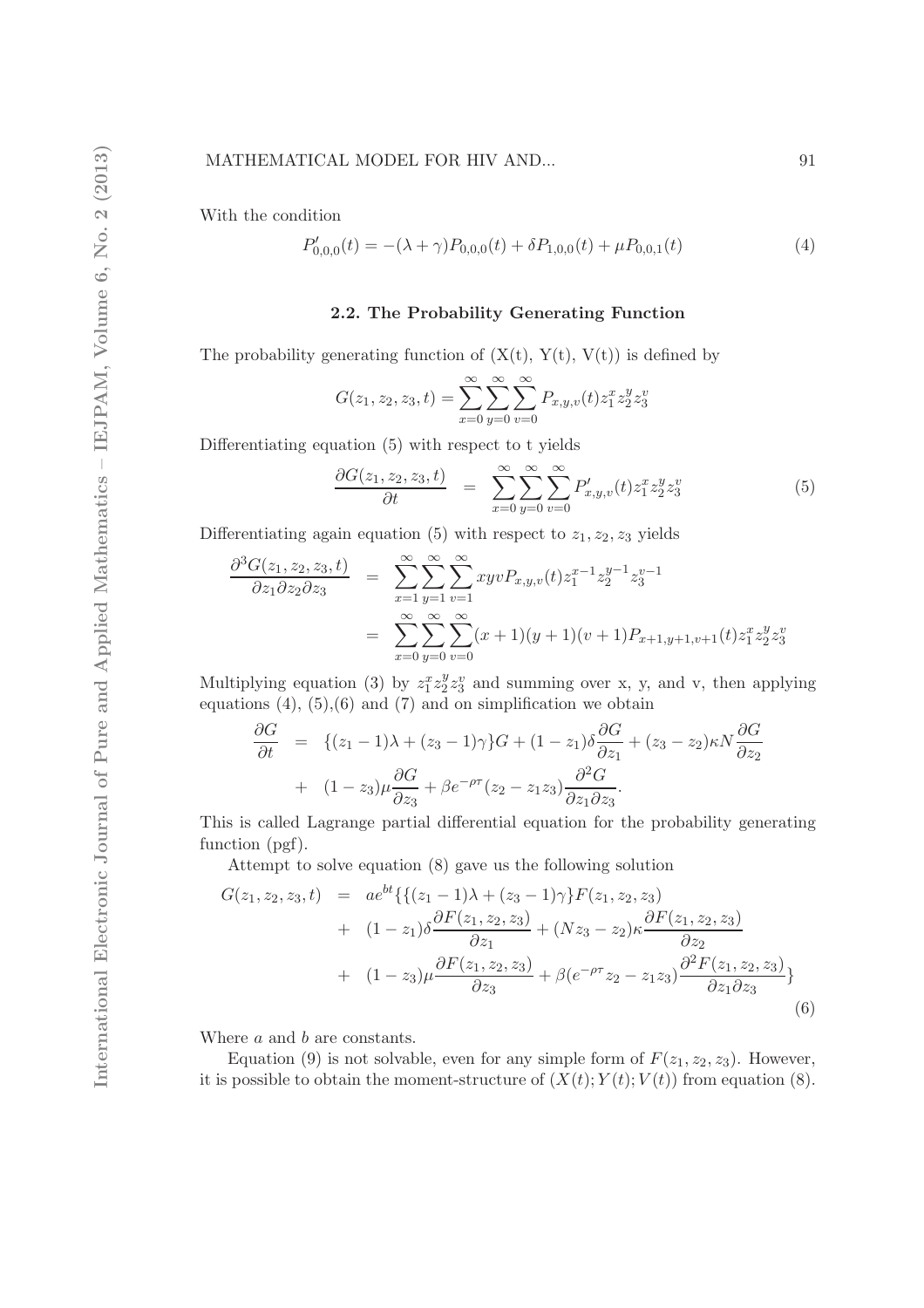With the condition

$$P'_{0,0,0}(t) = -(\lambda + \gamma)P_{0,0,0}(t) + \delta P_{1,0,0}(t) + \mu P_{0,0,1}(t) \tag{4}$$

### 2.2. The Probability Generating Function

The probability generating function of (X(t), Y(t), V(t)) is defined by

$$G(z_1, z_2, z_3, t) = \sum_{x=0}^{\infty}\sum_{y=0}^{\infty}\sum_{v=0}^{\infty} P_{x,y,v}(t) z_1^x z_2^y z_3^v$$

Differentiating equation (5) with respect to t yields

$$\frac{\partial G(z_1, z_2, z_3, t)}{\partial t} = \sum_{x=0}^{\infty}\sum_{y=0}^{\infty}\sum_{v=0}^{\infty} P'_{x,y,v}(t) z_1^x z_2^y z_3^v \tag{5}$$

Differentiating again equation (5) with respect to $z_1, z_2, z_3$ yields

$$\begin{aligned}
\frac{\partial^3 G(z_1, z_2, z_3, t)}{\partial z_1 \partial z_2 \partial z_3} &= \sum_{x=1}^{\infty}\sum_{y=1}^{\infty}\sum_{v=1}^{\infty} xyv P_{x,y,v}(t) z_1^{x-1} z_2^{y-1} z_3^{v-1} \\
&= \sum_{x=0}^{\infty}\sum_{y=0}^{\infty}\sum_{v=0}^{\infty} (x+1)(y+1)(v+1) P_{x+1,y+1,v+1}(t) z_1^x z_2^y z_3^v
\end{aligned}$$

Multiplying equation (3) by $z_1^x z_2^y z_3^v$ and summing over x, y, and v, then applying equations (4), (5),(6) and (7) and on simplification we obtain

$$\begin{aligned}
\frac{\partial G}{\partial t} &= \{(z_1 - 1)\lambda + (z_3 - 1)\gamma\}G + (1 - z_1)\delta \frac{\partial G}{\partial z_1} + (z_3 - z_2)\kappa N \frac{\partial G}{\partial z_2} \\
&+ (1 - z_3)\mu \frac{\partial G}{\partial z_3} + \beta e^{-\rho\tau}(z_2 - z_1 z_3)\frac{\partial^2 G}{\partial z_1 \partial z_3}.
\end{aligned}$$

This is called Lagrange partial differential equation for the probability generating function (pgf).

Attempt to solve equation (8) gave us the following solution

$$\begin{aligned}
G(z_1, z_2, z_3, t) &= ae^{bt}\{\{(z_1 - 1)\lambda + (z_3 - 1)\gamma\}F(z_1, z_2, z_3) \\
&+ (1 - z_1)\delta \frac{\partial F(z_1, z_2, z_3)}{\partial z_1} + (Nz_3 - z_2)\kappa \frac{\partial F(z_1, z_2, z_3)}{\partial z_2} \\
&+ (1 - z_3)\mu \frac{\partial F(z_1, z_2, z_3)}{\partial z_3} + \beta(e^{-\rho\tau} z_2 - z_1 z_3)\frac{\partial^2 F(z_1, z_2, z_3)}{\partial z_1 \partial z_3}\}
\end{aligned} \tag{6}$$

Where $a$ and $b$ are constants.

Equation (9) is not solvable, even for any simple form of $F(z_1, z_2, z_3)$. However, it is possible to obtain the moment-structure of $(X(t); Y(t); V(t))$ from equation (8).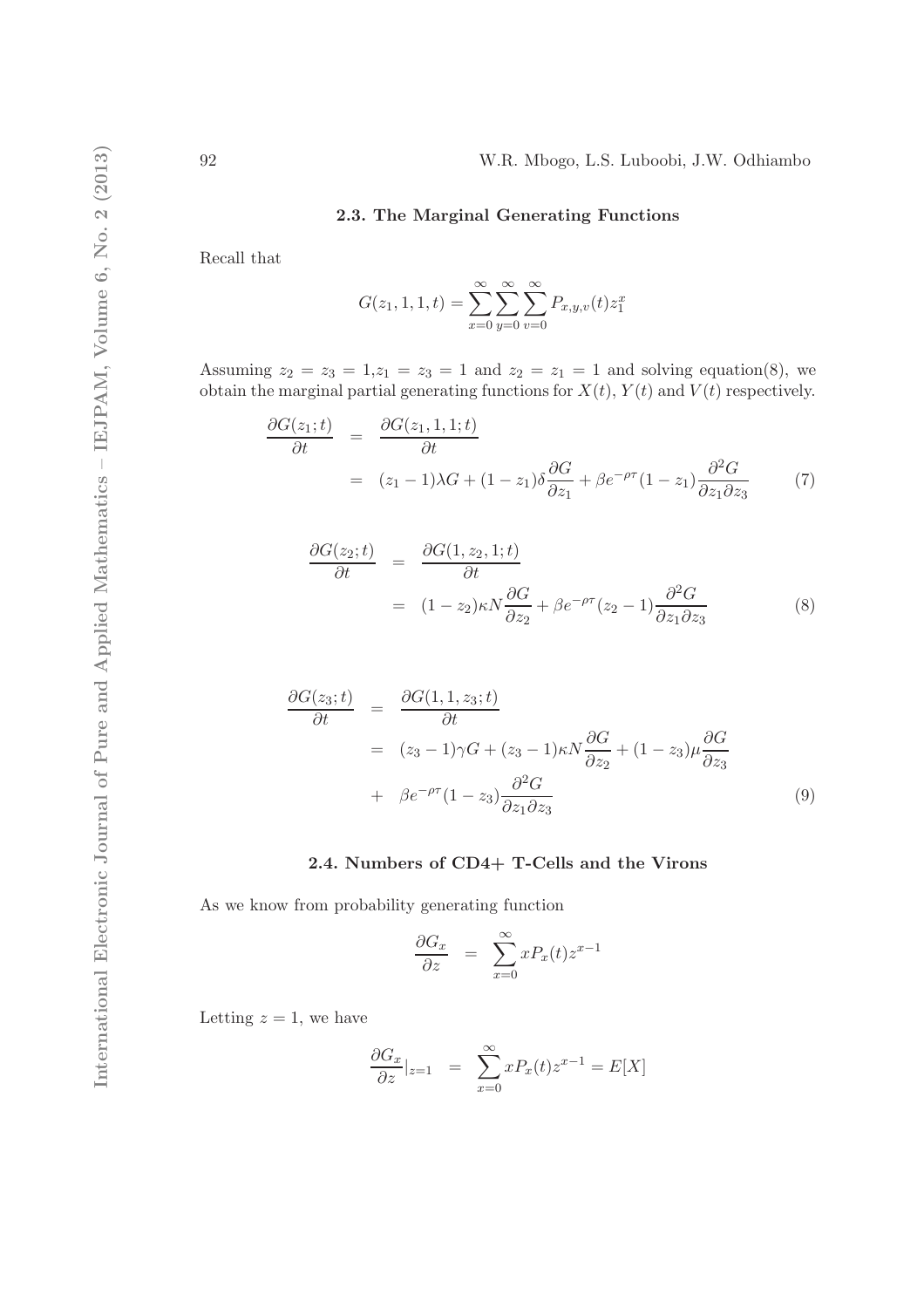### 2.3. The Marginal Generating Functions

Recall that

$$G(z_1, 1, 1, t) = \sum_{x=0}^{\infty}\sum_{y=0}^{\infty}\sum_{v=0}^{\infty} P_{x,y,v}(t) z_1^x$$

Assuming $z_2 = z_3 = 1$,$z_1 = z_3 = 1$ and $z_2 = z_1 = 1$ and solving equation(8), we obtain the marginal partial generating functions for $X(t)$, $Y(t)$ and $V(t)$ respectively.

$$\begin{aligned}
\frac{\partial G(z_1;t)}{\partial t} &= \frac{\partial G(z_1,1,1;t)}{\partial t} \\
&= (z_1 - 1)\lambda G + (1 - z_1)\delta \frac{\partial G}{\partial z_1} + \beta e^{-\rho\tau}(1 - z_1)\frac{\partial^2 G}{\partial z_1 \partial z_3}
\end{aligned} \tag{7}$$

$$\begin{aligned}
\frac{\partial G(z_2;t)}{\partial t} &= \frac{\partial G(1,z_2,1;t)}{\partial t} \\
&= (1 - z_2)\kappa N \frac{\partial G}{\partial z_2} + \beta e^{-\rho\tau}(z_2 - 1)\frac{\partial^2 G}{\partial z_1 \partial z_3}
\end{aligned} \tag{8}$$

$$\begin{aligned}
\frac{\partial G(z_3;t)}{\partial t} &= \frac{\partial G(1,1,z_3;t)}{\partial t} \\
&= (z_3 - 1)\gamma G + (z_3 - 1)\kappa N \frac{\partial G}{\partial z_2} + (1 - z_3)\mu \frac{\partial G}{\partial z_3} \\
&+ \beta e^{-\rho\tau}(1 - z_3)\frac{\partial^2 G}{\partial z_1 \partial z_3}
\end{aligned} \tag{9}$$

### 2.4. Numbers of CD4+ T-Cells and the Virons

As we know from probability generating function

$$\frac{\partial G_x}{\partial z} = \sum_{x=0}^{\infty} x P_x(t) z^{x-1}$$

Letting $z = 1$, we have

$$\frac{\partial G_x}{\partial z}|_{z=1} = \sum_{x=0}^{\infty} x P_x(t) z^{x-1} = E[X]$$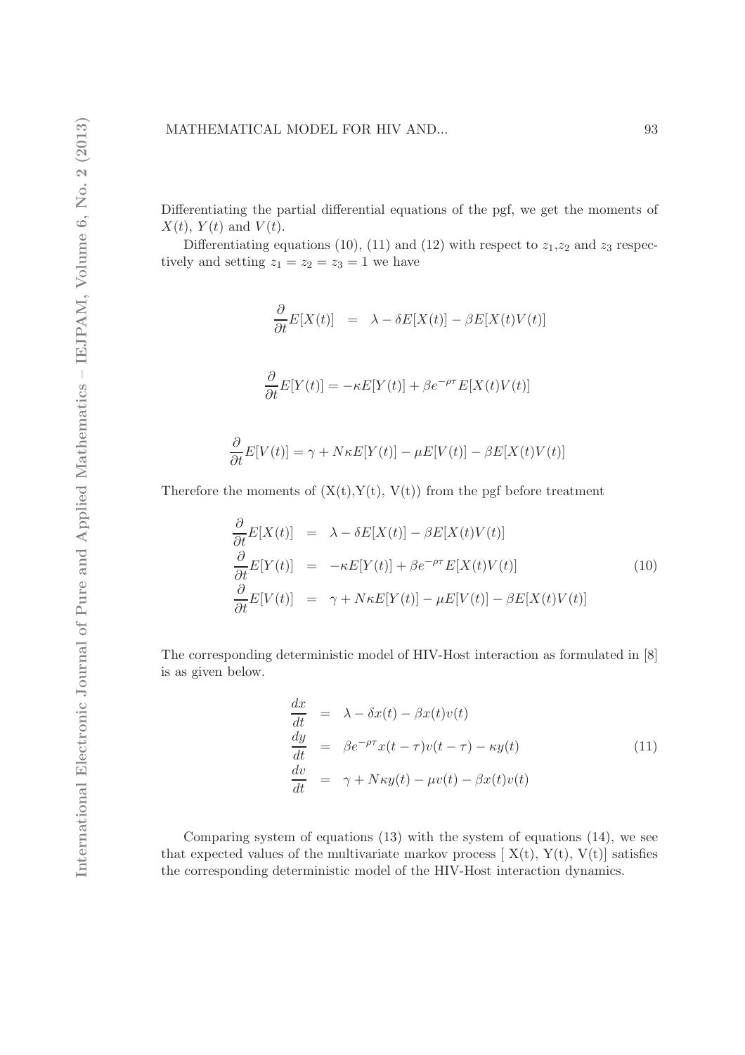Differentiating the partial differential equations of the pgf, we get the moments of $X(t)$, $Y(t)$ and $V(t)$.

Differentiating equations (10), (11) and (12) with respect to $z_1$,$z_2$ and $z_3$ respectively and setting $z_1 = z_2 = z_3 = 1$ we have

$$\frac{\partial}{\partial t}E[X(t)] \;=\; \lambda - \delta E[X(t)] - \beta E[X(t)V(t)]$$

$$\frac{\partial}{\partial t}E[Y(t)] = -\kappa E[Y(t)] + \beta e^{-\rho\tau}E[X(t)V(t)]$$

$$\frac{\partial}{\partial t}E[V(t)] = \gamma + N\kappa E[Y(t)] - \mu E[V(t)] - \beta E[X(t)V(t)]$$

Therefore the moments of (X(t),Y(t), V(t)) from the pgf before treatment

$$\begin{aligned}
\frac{\partial}{\partial t}E[X(t)] &= \lambda - \delta E[X(t)] - \beta E[X(t)V(t)] \\
\frac{\partial}{\partial t}E[Y(t)] &= -\kappa E[Y(t)] + \beta e^{-\rho\tau}E[X(t)V(t)] \\
\frac{\partial}{\partial t}E[V(t)] &= \gamma + N\kappa E[Y(t)] - \mu E[V(t)] - \beta E[X(t)V(t)]
\end{aligned} \tag{10}$$

The corresponding deterministic model of HIV-Host interaction as formulated in [8] is as given below.

$$\begin{aligned}
\frac{dx}{dt} &= \lambda - \delta x(t) - \beta x(t)v(t) \\
\frac{dy}{dt} &= \beta e^{-\rho\tau}x(t-\tau)v(t-\tau) - \kappa y(t) \\
\frac{dv}{dt} &= \gamma + N\kappa y(t) - \mu v(t) - \beta x(t)v(t)
\end{aligned} \tag{11}$$

Comparing system of equations (13) with the system of equations (14), we see that expected values of the multivariate markov process [ X(t), Y(t), V(t)] satisfies the corresponding deterministic model of the HIV-Host interaction dynamics.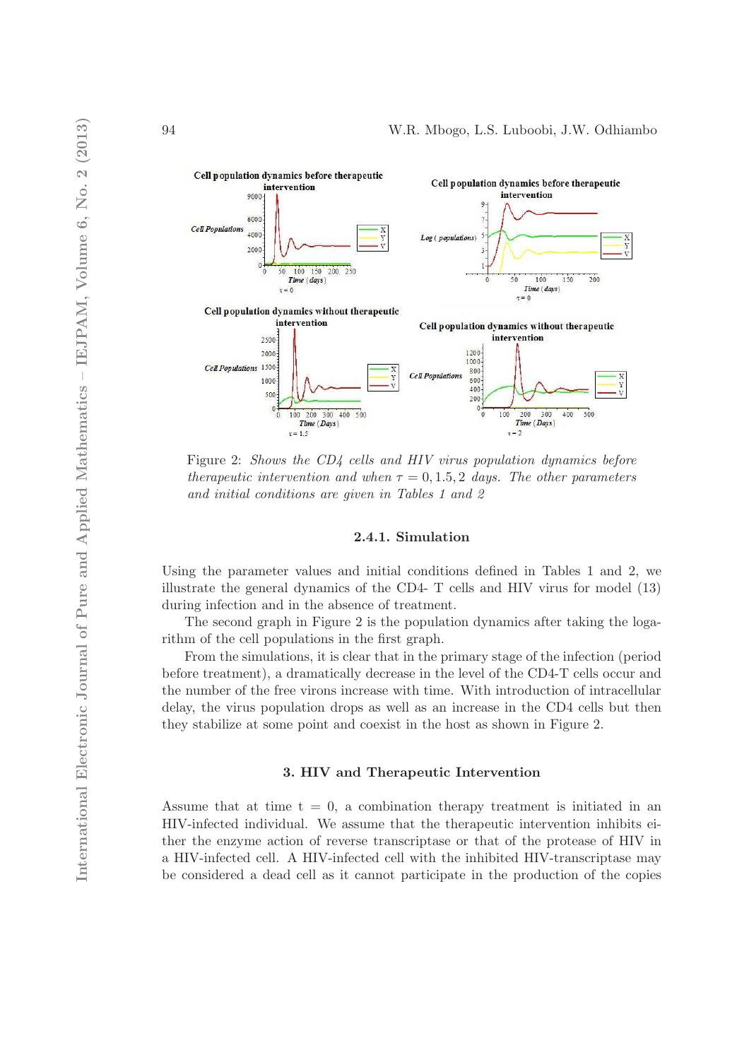Figure 2: *Shows the CD4 cells and HIV virus population dynamics before therapeutic intervention and when $\tau = 0, 1.5, 2$ days. The other parameters and initial conditions are given in Tables 1 and 2*

### 2.4.1. Simulation

Using the parameter values and initial conditions defined in Tables 1 and 2, we illustrate the general dynamics of the CD4- T cells and HIV virus for model (13) during infection and in the absence of treatment.

The second graph in Figure 2 is the population dynamics after taking the logarithm of the cell populations in the first graph.

From the simulations, it is clear that in the primary stage of the infection (period before treatment), a dramatically decrease in the level of the CD4-T cells occur and the number of the free virons increase with time. With introduction of intracellular delay, the virus population drops as well as an increase in the CD4 cells but then they stabilize at some point and coexist in the host as shown in Figure 2.

## 3. HIV and Therapeutic Intervention

Assume that at time t = 0, a combination therapy treatment is initiated in an HIV-infected individual. We assume that the therapeutic intervention inhibits either the enzyme action of reverse transcriptase or that of the protease of HIV in a HIV-infected cell. A HIV-infected cell with the inhibited HIV-transcriptase may be considered a dead cell as it cannot participate in the production of the copies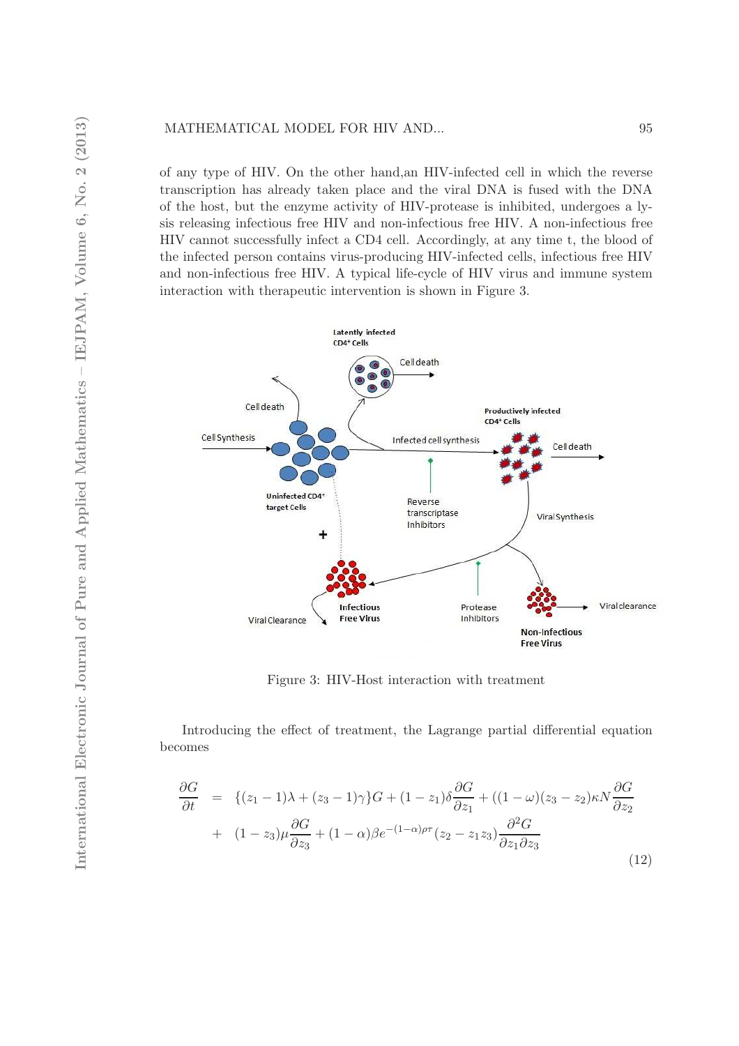of any type of HIV. On the other hand,an HIV-infected cell in which the reverse transcription has already taken place and the viral DNA is fused with the DNA of the host, but the enzyme activity of HIV-protease is inhibited, undergoes a lysis releasing infectious free HIV and non-infectious free HIV. A non-infectious free HIV cannot successfully infect a CD4 cell. Accordingly, at any time t, the blood of the infected person contains virus-producing HIV-infected cells, infectious free HIV and non-infectious free HIV. A typical life-cycle of HIV virus and immune system interaction with therapeutic intervention is shown in Figure 3.

Figure 3: HIV-Host interaction with treatment

Introducing the effect of treatment, the Lagrange partial differential equation becomes

$$
\begin{aligned}
\frac{\partial G}{\partial t} &= \{(z_1 - 1)\lambda + (z_3 - 1)\gamma\}G + (1 - z_1)\delta\frac{\partial G}{\partial z_1} + ((1 - \omega)(z_3 - z_2)\kappa N\frac{\partial G}{\partial z_2} \\
&+ (1 - z_3)\mu\frac{\partial G}{\partial z_3} + (1 - \alpha)\beta e^{-(1-\alpha)\rho\tau}(z_2 - z_1 z_3)\frac{\partial^2 G}{\partial z_1 \partial z_3}
\end{aligned}
\tag{12}
$$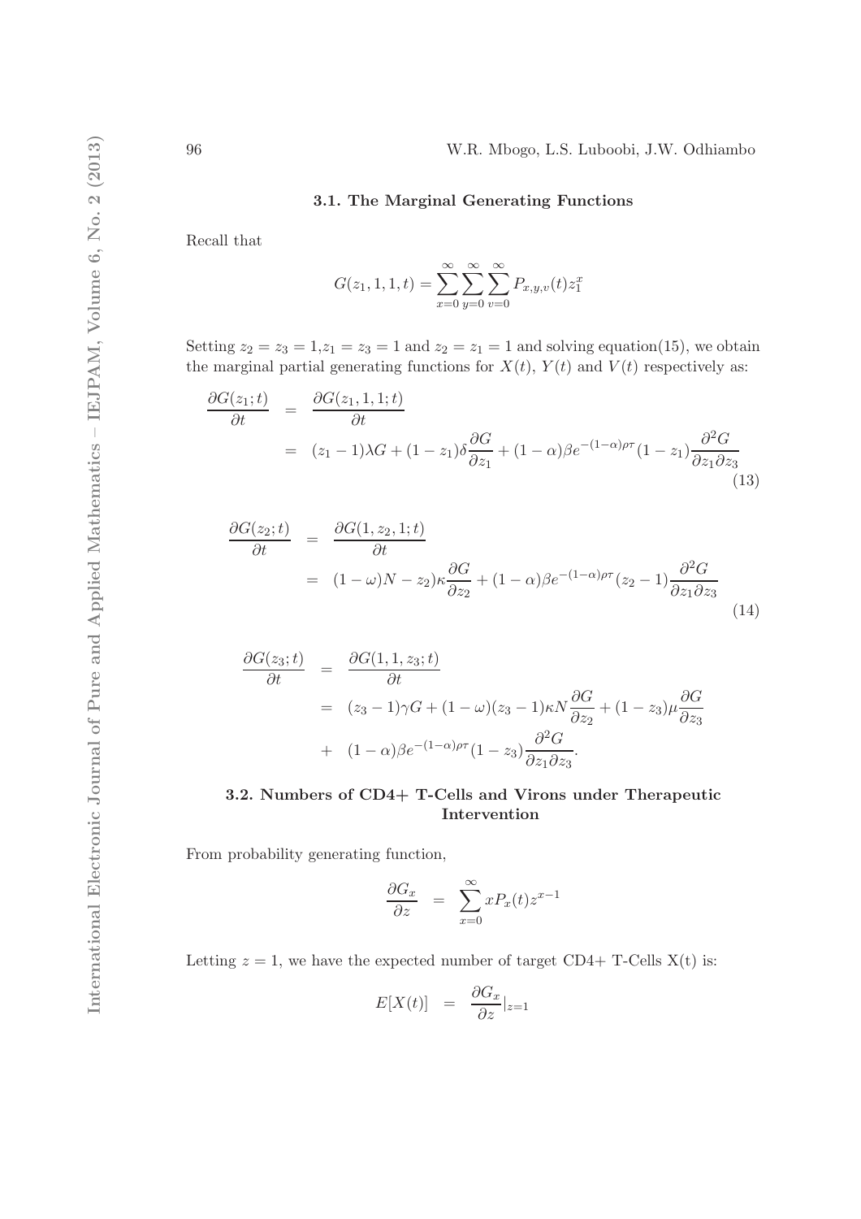### 3.1. The Marginal Generating Functions

Recall that

$$G(z_1, 1, 1, t) = \sum_{x=0}^{\infty} \sum_{y=0}^{\infty} \sum_{v=0}^{\infty} P_{x,y,v}(t) z_1^x$$

Setting $z_2 = z_3 = 1$,$z_1 = z_3 = 1$ and $z_2 = z_1 = 1$ and solving equation(15), we obtain the marginal partial generating functions for $X(t)$, $Y(t)$ and $V(t)$ respectively as:

$$\begin{aligned}
\frac{\partial G(z_1; t)}{\partial t} &= \frac{\partial G(z_1, 1, 1; t)}{\partial t} \\
&= (z_1 - 1)\lambda G + (1 - z_1)\delta \frac{\partial G}{\partial z_1} + (1 - \alpha)\beta e^{-(1-\alpha)\rho\tau}(1 - z_1)\frac{\partial^2 G}{\partial z_1 \partial z_3}
\end{aligned} \tag{13}$$

$$\begin{aligned}
\frac{\partial G(z_2; t)}{\partial t} &= \frac{\partial G(1, z_2, 1; t)}{\partial t} \\
&= (1 - \omega)N - z_2)\kappa \frac{\partial G}{\partial z_2} + (1 - \alpha)\beta e^{-(1-\alpha)\rho\tau}(z_2 - 1)\frac{\partial^2 G}{\partial z_1 \partial z_3}
\end{aligned} \tag{14}$$

$$\begin{aligned}
\frac{\partial G(z_3; t)}{\partial t} &= \frac{\partial G(1, 1, z_3; t)}{\partial t} \\
&= (z_3 - 1)\gamma G + (1 - \omega)(z_3 - 1)\kappa N \frac{\partial G}{\partial z_2} + (1 - z_3)\mu \frac{\partial G}{\partial z_3} \\
&+ (1 - \alpha)\beta e^{-(1-\alpha)\rho\tau}(1 - z_3)\frac{\partial^2 G}{\partial z_1 \partial z_3}.
\end{aligned}$$

### 3.2. Numbers of CD4+ T-Cells and Virons under Therapeutic Intervention

From probability generating function,

$$\frac{\partial G_x}{\partial z} = \sum_{x=0}^{\infty} x P_x(t) z^{x-1}$$

Letting $z = 1$, we have the expected number of target CD4+ T-Cells X(t) is:

$$E[X(t)] = \frac{\partial G_x}{\partial z}|_{z=1}$$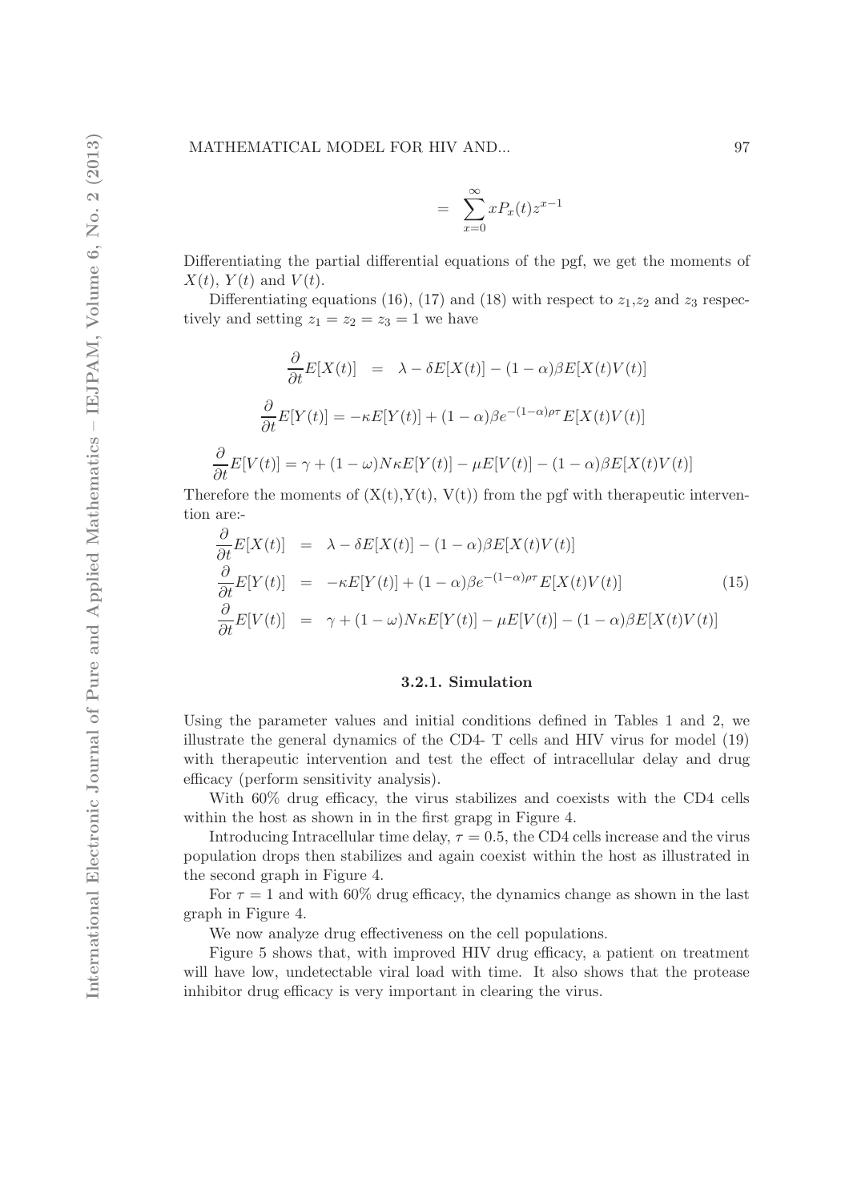$$= \sum_{x=0}^{\infty} x P_x(t) z^{x-1}$$

Differentiating the partial differential equations of the pgf, we get the moments of $X(t)$, $Y(t)$ and $V(t)$.

Differentiating equations (16), (17) and (18) with respect to $z_1$,$z_2$ and $z_3$ respectively and setting $z_1 = z_2 = z_3 = 1$ we have

$$\frac{\partial}{\partial t} E[X(t)] = \lambda - \delta E[X(t)] - (1-\alpha)\beta E[X(t)V(t)]$$

$$\frac{\partial}{\partial t} E[Y(t)] = -\kappa E[Y(t)] + (1-\alpha)\beta e^{-(1-\alpha)\rho\tau} E[X(t)V(t)]$$

$$\frac{\partial}{\partial t} E[V(t)] = \gamma + (1-\omega)N\kappa E[Y(t)] - \mu E[V(t)] - (1-\alpha)\beta E[X(t)V(t)]$$

Therefore the moments of (X(t),Y(t), V(t)) from the pgf with therapeutic intervention are:-

$$\begin{aligned}
\frac{\partial}{\partial t} E[X(t)] &= \lambda - \delta E[X(t)] - (1-\alpha)\beta E[X(t)V(t)] \\
\frac{\partial}{\partial t} E[Y(t)] &= -\kappa E[Y(t)] + (1-\alpha)\beta e^{-(1-\alpha)\rho\tau} E[X(t)V(t)] \\
\frac{\partial}{\partial t} E[V(t)] &= \gamma + (1-\omega)N\kappa E[Y(t)] - \mu E[V(t)] - (1-\alpha)\beta E[X(t)V(t)]
\end{aligned} \tag{15}$$

#### 3.2.1. Simulation

Using the parameter values and initial conditions defined in Tables 1 and 2, we illustrate the general dynamics of the CD4- T cells and HIV virus for model (19) with therapeutic intervention and test the effect of intracellular delay and drug efficacy (perform sensitivity analysis).

With 60% drug efficacy, the virus stabilizes and coexists with the CD4 cells within the host as shown in in the first grapg in Figure 4.

Introducing Intracellular time delay, $\tau = 0.5$, the CD4 cells increase and the virus population drops then stabilizes and again coexist within the host as illustrated in the second graph in Figure 4.

For $\tau = 1$ and with 60% drug efficacy, the dynamics change as shown in the last graph in Figure 4.

We now analyze drug effectiveness on the cell populations.

Figure 5 shows that, with improved HIV drug efficacy, a patient on treatment will have low, undetectable viral load with time. It also shows that the protease inhibitor drug efficacy is very important in clearing the virus.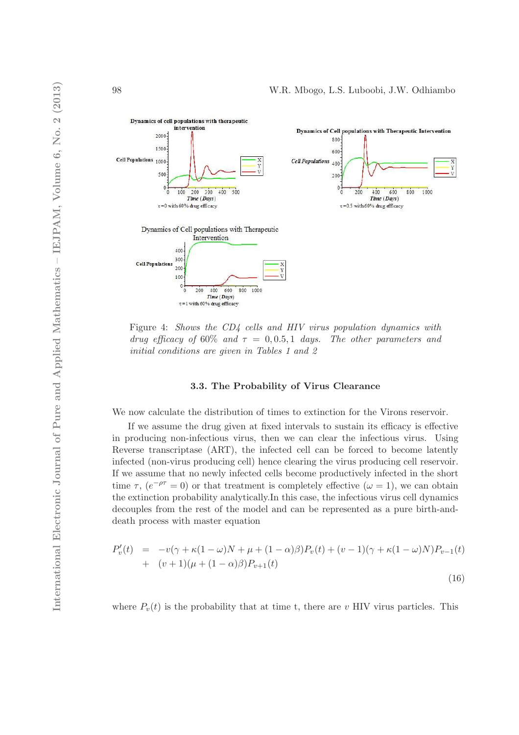Figure 4: *Shows the CD4 cells and HIV virus population dynamics with drug efficacy of 60% and $\tau = 0, 0.5, 1$ days. The other parameters and initial conditions are given in Tables 1 and 2*

### 3.3. The Probability of Virus Clearance

We now calculate the distribution of times to extinction for the Virons reservoir.

If we assume the drug given at fixed intervals to sustain its efficacy is effective in producing non-infectious virus, then we can clear the infectious virus. Using Reverse transcriptase (ART), the infected cell can be forced to become latently infected (non-virus producing cell) hence clearing the virus producing cell reservoir. If we assume that no newly infected cells become productively infected in the short time $\tau$, ($e^{-\rho\tau} = 0$) or that treatment is completely effective ($\omega = 1$), we can obtain the extinction probability analytically.In this case, the infectious virus cell dynamics decouples from the rest of the model and can be represented as a pure birth-and-death process with master equation

$$\begin{aligned} P_v'(t) &= -v(\gamma + \kappa(1-\omega)N + \mu + (1-\alpha)\beta)P_v(t) + (v-1)(\gamma + \kappa(1-\omega)N)P_{v-1}(t) \\ &+ (v+1)(\mu + (1-\alpha)\beta)P_{v+1}(t) \end{aligned} \tag{16}$$

where $P_v(t)$ is the probability that at time t, there are $v$ HIV virus particles. This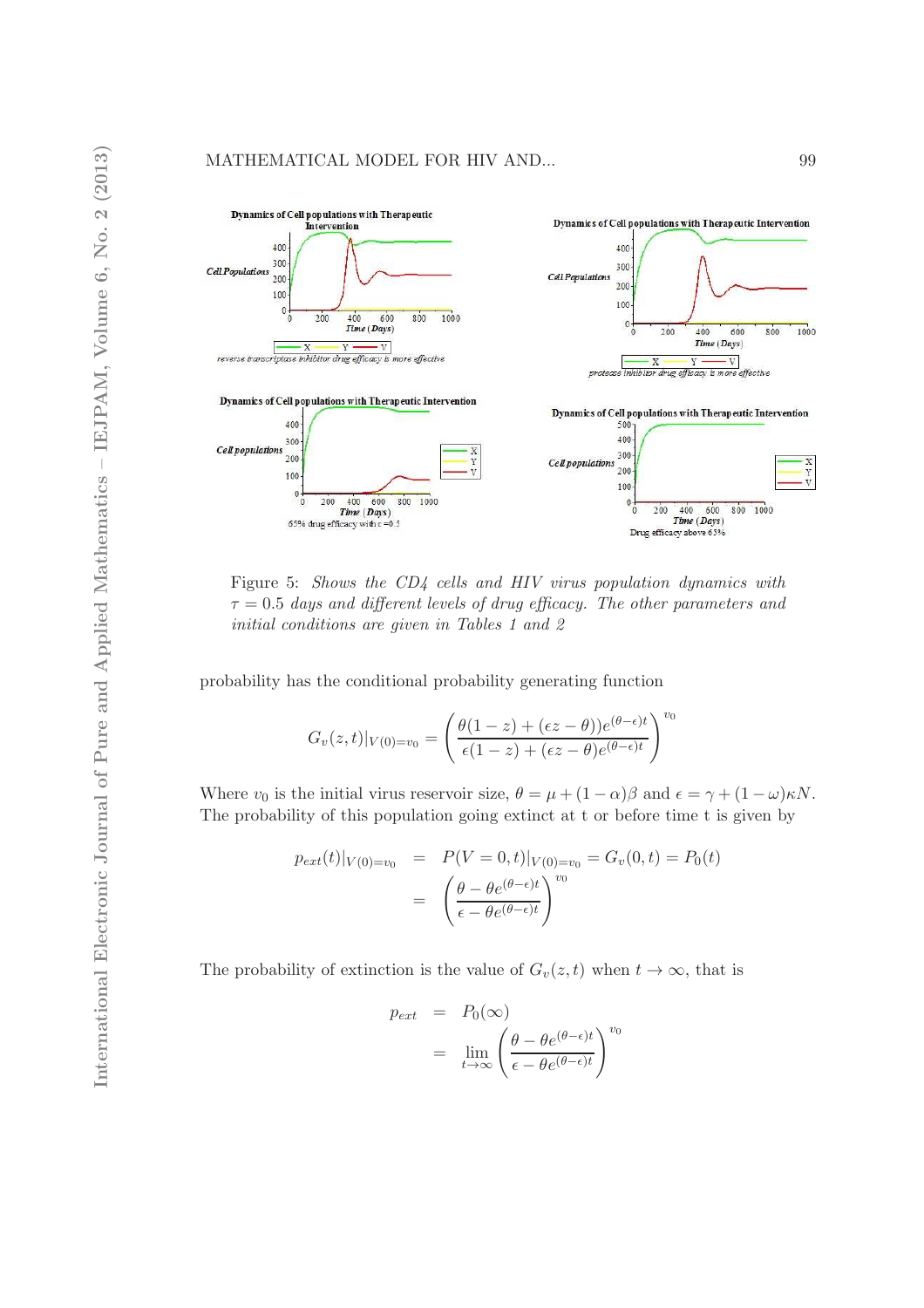Figure 5: *Shows the CD4 cells and HIV virus population dynamics with $\tau = 0.5$ days and different levels of drug efficacy. The other parameters and initial conditions are given in Tables 1 and 2*

probability has the conditional probability generating function

$$G_v(z,t)|_{V(0)=v_0} = \left( \frac{\theta(1-z) + (\epsilon z - \theta))e^{(\theta-\epsilon)t}}{\epsilon(1-z) + (\epsilon z - \theta)e^{(\theta-\epsilon)t}} \right)^{v_0}$$

Where $v_0$ is the initial virus reservoir size, $\theta = \mu + (1-\alpha)\beta$ and $\epsilon = \gamma + (1-\omega)\kappa N$. The probability of this population going extinct at t or before time t is given by

$$\begin{aligned} p_{ext}(t)|_{V(0)=v_0} &= P(V=0,t)|_{V(0)=v_0} = G_v(0,t) = P_0(t) \\ &= \left( \frac{\theta - \theta e^{(\theta-\epsilon)t}}{\epsilon - \theta e^{(\theta-\epsilon)t}} \right)^{v_0} \end{aligned}$$

The probability of extinction is the value of $G_v(z,t)$ when $t \to \infty$, that is

$$\begin{aligned} p_{ext} &= P_0(\infty) \\ &= \lim_{t\to\infty} \left( \frac{\theta - \theta e^{(\theta-\epsilon)t}}{\epsilon - \theta e^{(\theta-\epsilon)t}} \right)^{v_0} \end{aligned}$$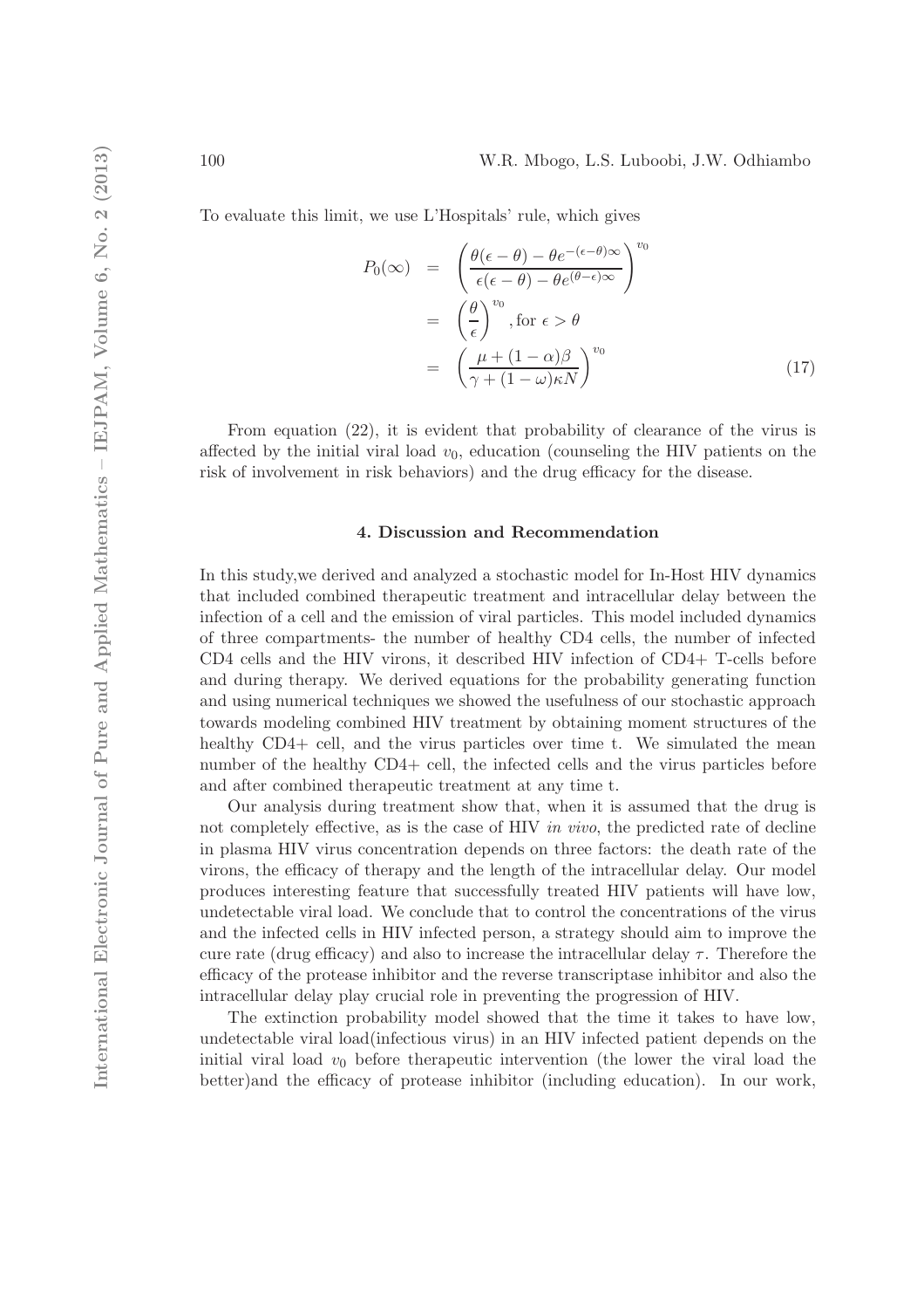To evaluate this limit, we use L'Hospitals' rule, which gives

$$
\begin{aligned}
P_0(\infty) &= \left(\frac{\theta(\epsilon-\theta)-\theta e^{-(\epsilon-\theta)\infty}}{\epsilon(\epsilon-\theta)-\theta e^{(\theta-\epsilon)\infty}}\right)^{v_0} \\
&= \left(\frac{\theta}{\epsilon}\right)^{v_0}, \text{for } \epsilon > \theta \\
&= \left(\frac{\mu+(1-\alpha)\beta}{\gamma+(1-\omega)\kappa N}\right)^{v_0} \qquad (17)
\end{aligned}
$$

From equation (22), it is evident that probability of clearance of the virus is affected by the initial viral load $v_0$, education (counseling the HIV patients on the risk of involvement in risk behaviors) and the drug efficacy for the disease.

## 4. Discussion and Recommendation

In this study,we derived and analyzed a stochastic model for In-Host HIV dynamics that included combined therapeutic treatment and intracellular delay between the infection of a cell and the emission of viral particles. This model included dynamics of three compartments- the number of healthy CD4 cells, the number of infected CD4 cells and the HIV virons, it described HIV infection of CD4+ T-cells before and during therapy. We derived equations for the probability generating function and using numerical techniques we showed the usefulness of our stochastic approach towards modeling combined HIV treatment by obtaining moment structures of the healthy CD4+ cell, and the virus particles over time t. We simulated the mean number of the healthy CD4+ cell, the infected cells and the virus particles before and after combined therapeutic treatment at any time t.

Our analysis during treatment show that, when it is assumed that the drug is not completely effective, as is the case of HIV *in vivo*, the predicted rate of decline in plasma HIV virus concentration depends on three factors: the death rate of the virons, the efficacy of therapy and the length of the intracellular delay. Our model produces interesting feature that successfully treated HIV patients will have low, undetectable viral load. We conclude that to control the concentrations of the virus and the infected cells in HIV infected person, a strategy should aim to improve the cure rate (drug efficacy) and also to increase the intracellular delay $\tau$. Therefore the efficacy of the protease inhibitor and the reverse transcriptase inhibitor and also the intracellular delay play crucial role in preventing the progression of HIV.

The extinction probability model showed that the time it takes to have low, undetectable viral load(infectious virus) in an HIV infected patient depends on the initial viral load $v_0$ before therapeutic intervention (the lower the viral load the better)and the efficacy of protease inhibitor (including education). In our work,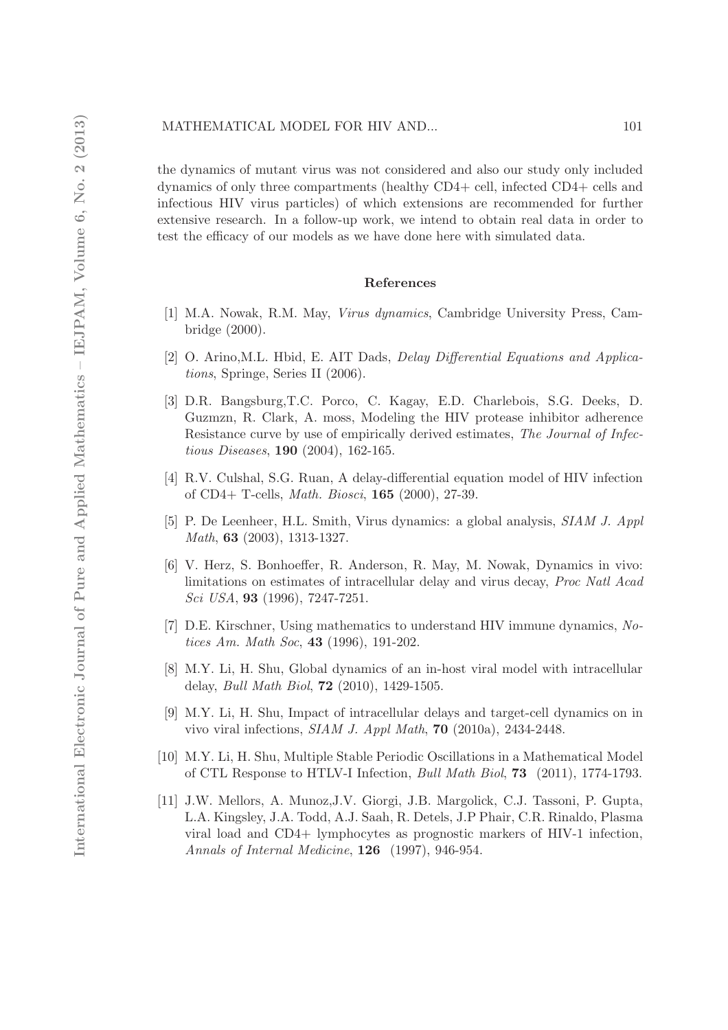the dynamics of mutant virus was not considered and also our study only included dynamics of only three compartments (healthy CD4+ cell, infected CD4+ cells and infectious HIV virus particles) of which extensions are recommended for further extensive research. In a follow-up work, we intend to obtain real data in order to test the efficacy of our models as we have done here with simulated data.

## References

[1] M.A. Nowak, R.M. May, *Virus dynamics*, Cambridge University Press, Cambridge (2000).

[2] O. Arino,M.L. Hbid, E. AIT Dads, *Delay Differential Equations and Applications*, Springe, Series II (2006).

[3] D.R. Bangsburg,T.C. Porco, C. Kagay, E.D. Charlebois, S.G. Deeks, D. Guzmzn, R. Clark, A. moss, Modeling the HIV protease inhibitor adherence Resistance curve by use of empirically derived estimates, *The Journal of Infectious Diseases*, **190** (2004), 162-165.

[4] R.V. Culshal, S.G. Ruan, A delay-differential equation model of HIV infection of CD4+ T-cells, *Math. Biosci*, **165** (2000), 27-39.

[5] P. De Leenheer, H.L. Smith, Virus dynamics: a global analysis, *SIAM J. Appl Math*, **63** (2003), 1313-1327.

[6] V. Herz, S. Bonhoeffer, R. Anderson, R. May, M. Nowak, Dynamics in vivo: limitations on estimates of intracellular delay and virus decay, *Proc Natl Acad Sci USA*, **93** (1996), 7247-7251.

[7] D.E. Kirschner, Using mathematics to understand HIV immune dynamics, *Notices Am. Math Soc*, **43** (1996), 191-202.

[8] M.Y. Li, H. Shu, Global dynamics of an in-host viral model with intracellular delay, *Bull Math Biol*, **72** (2010), 1429-1505.

[9] M.Y. Li, H. Shu, Impact of intracellular delays and target-cell dynamics on in vivo viral infections, *SIAM J. Appl Math*, **70** (2010a), 2434-2448.

[10] M.Y. Li, H. Shu, Multiple Stable Periodic Oscillations in a Mathematical Model of CTL Response to HTLV-I Infection, *Bull Math Biol*, **73** (2011), 1774-1793.

[11] J.W. Mellors, A. Munoz,J.V. Giorgi, J.B. Margolick, C.J. Tassoni, P. Gupta, L.A. Kingsley, J.A. Todd, A.J. Saah, R. Detels, J.P Phair, C.R. Rinaldo, Plasma viral load and CD4+ lymphocytes as prognostic markers of HIV-1 infection, *Annals of Internal Medicine*, **126** (1997), 946-954.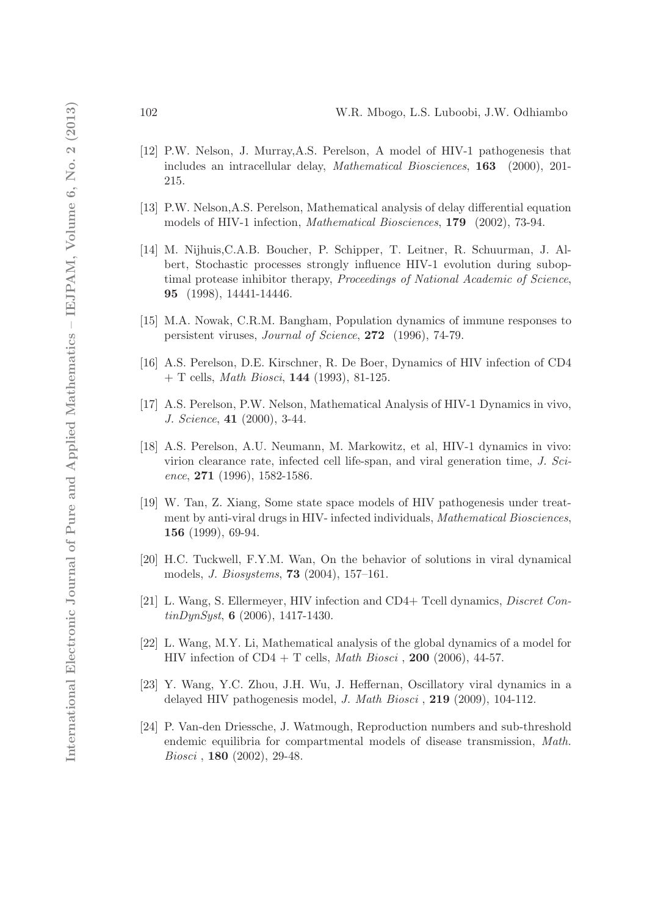[12] P.W. Nelson, J. Murray,A.S. Perelson, A model of HIV-1 pathogenesis that includes an intracellular delay, *Mathematical Biosciences*, **163** (2000), 201-215.

[13] P.W. Nelson,A.S. Perelson, Mathematical analysis of delay differential equation models of HIV-1 infection, *Mathematical Biosciences*, **179** (2002), 73-94.

[14] M. Nijhuis,C.A.B. Boucher, P. Schipper, T. Leitner, R. Schuurman, J. Albert, Stochastic processes strongly influence HIV-1 evolution during suboptimal protease inhibitor therapy, *Proceedings of National Academic of Science*, **95** (1998), 14441-14446.

[15] M.A. Nowak, C.R.M. Bangham, Population dynamics of immune responses to persistent viruses, *Journal of Science*, **272** (1996), 74-79.

[16] A.S. Perelson, D.E. Kirschner, R. De Boer, Dynamics of HIV infection of CD4 + T cells, *Math Biosci*, **144** (1993), 81-125.

[17] A.S. Perelson, P.W. Nelson, Mathematical Analysis of HIV-1 Dynamics in vivo, *J. Science*, **41** (2000), 3-44.

[18] A.S. Perelson, A.U. Neumann, M. Markowitz, et al, HIV-1 dynamics in vivo: virion clearance rate, infected cell life-span, and viral generation time, *J. Science*, **271** (1996), 1582-1586.

[19] W. Tan, Z. Xiang, Some state space models of HIV pathogenesis under treatment by anti-viral drugs in HIV- infected individuals, *Mathematical Biosciences*, **156** (1999), 69-94.

[20] H.C. Tuckwell, F.Y.M. Wan, On the behavior of solutions in viral dynamical models, *J. Biosystems*, **73** (2004), 157–161.

[21] L. Wang, S. Ellermeyer, HIV infection and CD4+ Tcell dynamics, *Discret ContinDynSyst*, **6** (2006), 1417-1430.

[22] L. Wang, M.Y. Li, Mathematical analysis of the global dynamics of a model for HIV infection of CD4 + T cells, *Math Biosci* , **200** (2006), 44-57.

[23] Y. Wang, Y.C. Zhou, J.H. Wu, J. Heffernan, Oscillatory viral dynamics in a delayed HIV pathogenesis model, *J. Math Biosci* , **219** (2009), 104-112.

[24] P. Van-den Driessche, J. Watmough, Reproduction numbers and sub-threshold endemic equilibria for compartmental models of disease transmission, *Math. Biosci* , **180** (2002), 29-48.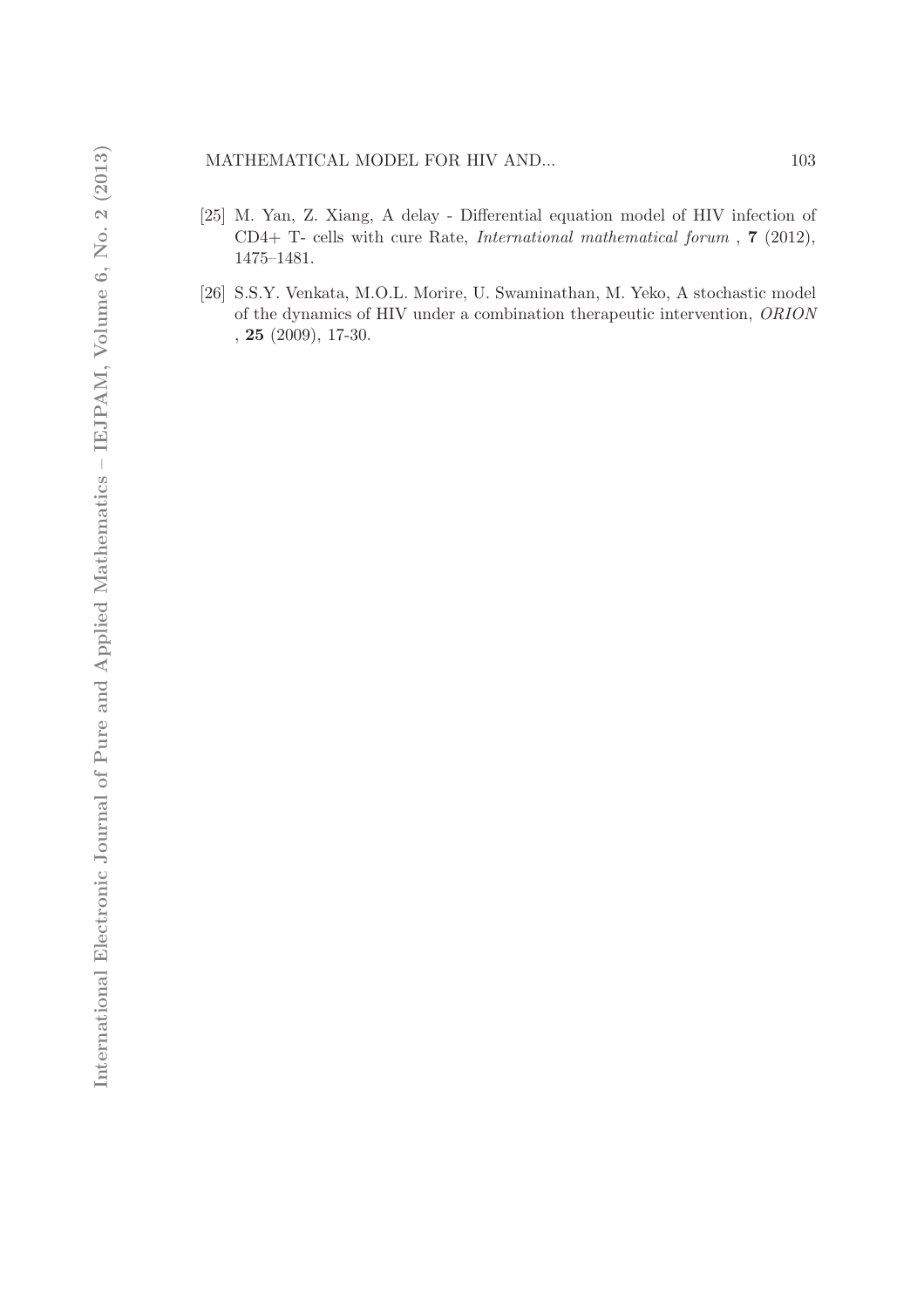[25] M. Yan, Z. Xiang, A delay - Differential equation model of HIV infection of CD4+ T- cells with cure Rate, *International mathematical forum* , **7** (2012), 1475–1481.

[26] S.S.Y. Venkata, M.O.L. Morire, U. Swaminathan, M. Yeko, A stochastic model of the dynamics of HIV under a combination therapeutic intervention, *ORION* , **25** (2009), 17-30.